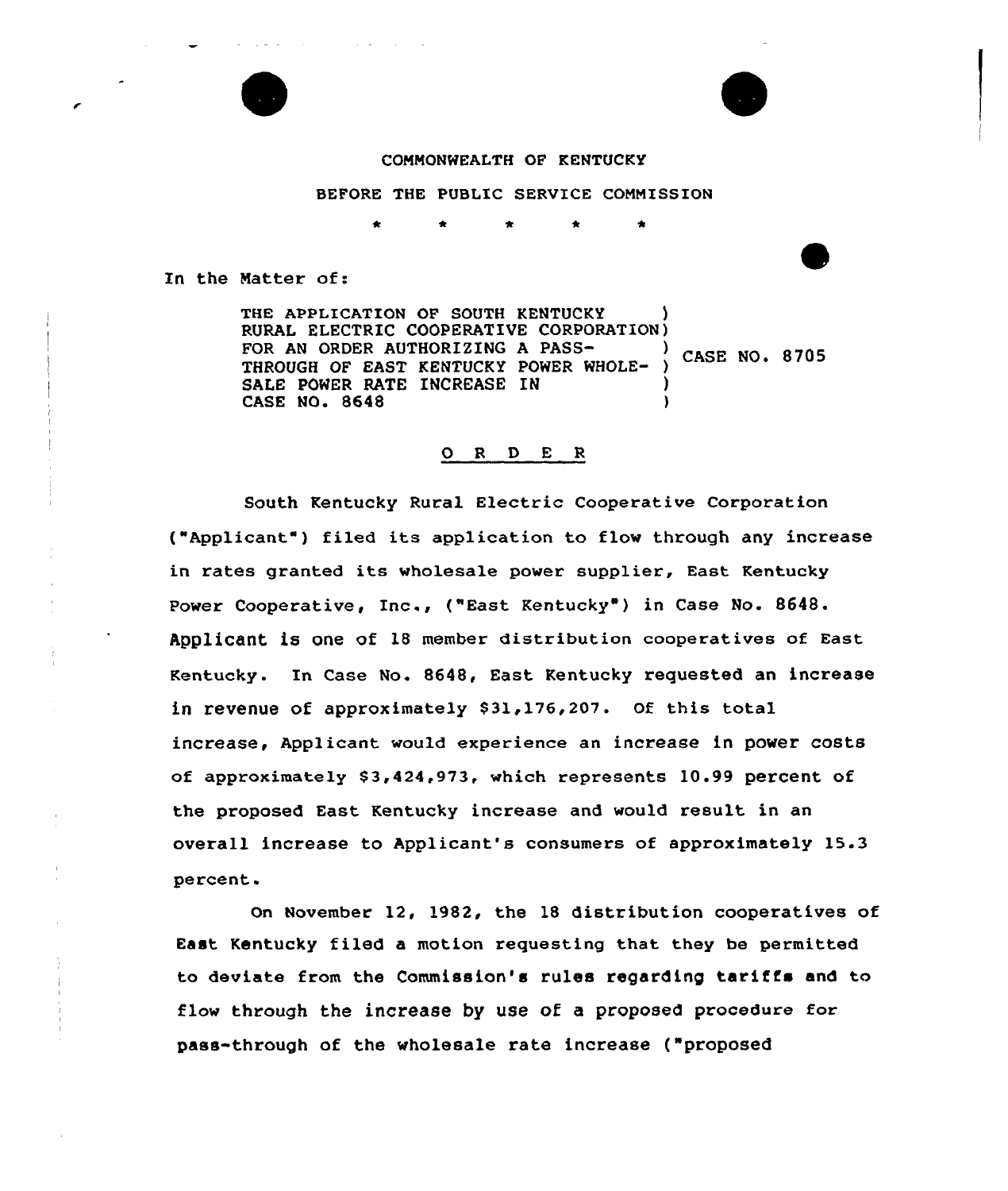COMMONWEALTH OF KENTUCKY

BEFORE THE PUBLIC SERVICE COMMISSION

\* \* \* \* \*

In the Matter of:

| | | |
|---|---|---|
| THE APPLICATION OF SOUTH KENTUCKY RURAL ELECTRIC COOPERATIVE CORPORATION FOR AN ORDER AUTHORIZING A PASS-THROUGH OF EAST KENTUCKY POWER WHOLE-SALE POWER RATE INCREASE IN CASE NO. 8648 | ) | CASE NO. 8705 |

## O R D E R

South Kentucky Rural Electric Cooperative Corporation ("Applicant") filed its application to flow through any increase in rates granted its wholesale power supplier, East Kentucky Power Cooperative, Inc., ("East Kentucky") in Case No. 8648. Applicant is one of 18 member distribution cooperatives of East Kentucky. In Case No. 8648, East Kentucky requested an increase in revenue of approximately $31,176,207. Of this total increase, Applicant would experience an increase in power costs of approximately $3,424,973, which represents 10.99 percent of the proposed East Kentucky increase and would result in an overall increase to Applicant's consumers of approximately 15.3 percent.

On November 12, 1982, the 18 distribution cooperatives of East Kentucky filed a motion requesting that they be permitted to deviate from the Commission's rules regarding tariffs and to flow through the increase by use of a proposed procedure for pass-through of the wholesale rate increase ("proposed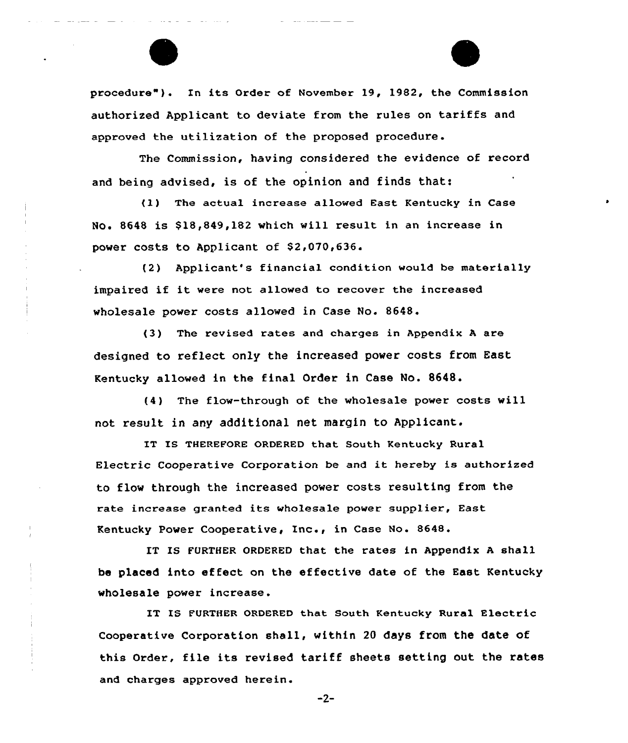procedure"). In its Order of November 19, 1982, the Commission authorized Applicant to deviate from the rules on tariffs and approved the utilization of the proposed procedure.

The Commission, having considered the evidence of record and being advised, is of the opinion and finds that:

(1) The actual increase allowed East Kentucky in Case No. 8648 is $18,849,182 which will result in an increase in power costs to Applicant of $2,070,636.

(2) Applicant's financial condition would be materially impaired if it were not allowed to recover the increased wholesale power costs allowed in Case No. 8648.

(3) The revised rates and charges in Appendix A are designed to reflect only the increased power costs from East Kentucky allowed in the final Order in Case No. 8648.

(4) The flow-through of the wholesale power costs will not result in any additional net margin to Applicant.

IT IS THEREFORE ORDERED that South Kentucky Rural Electric Cooperative Corporation be and it hereby is authorized to flow through the increased power costs resulting from the rate increase granted its wholesale power supplier, East Kentucky Power Cooperative, Inc., in Case No. 8648.

IT IS FURTHER ORDERED that the rates in Appendix A shall be placed into effect on the effective date of the East Kentucky wholesale power increase.

IT IS FURTHER ORDERED that South Kentucky Rural Electric Cooperative Corporation shall, within 20 days from the date of this Order, file its revised tariff sheets setting out the rates and charges approved herein.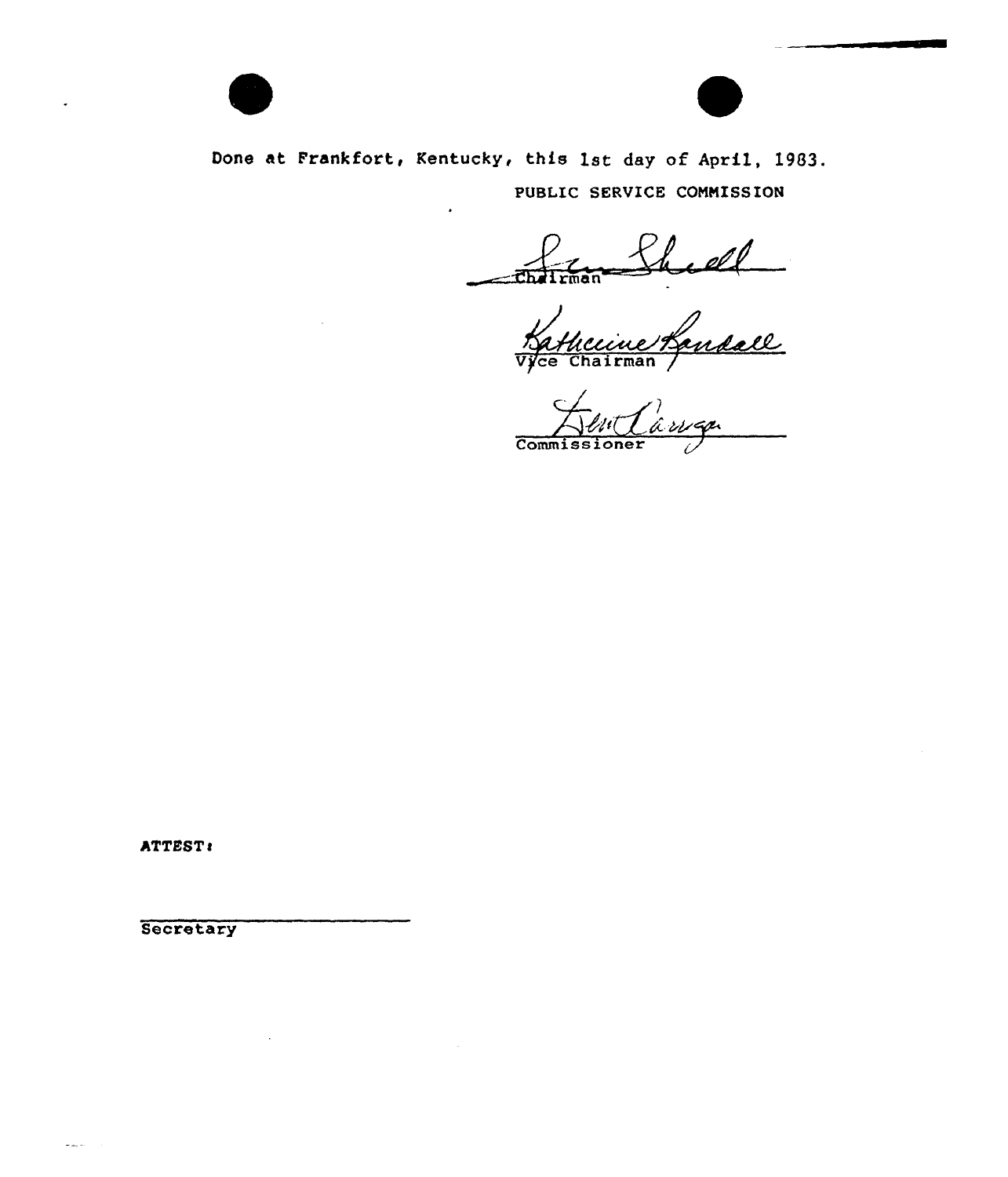Done at Frankfort, Kentucky, this 1st day of April, 1983.

PUBLIC SERVICE COMMISSION

Chairman

Vice Chairman

Commissioner

ATTEST:

Secretary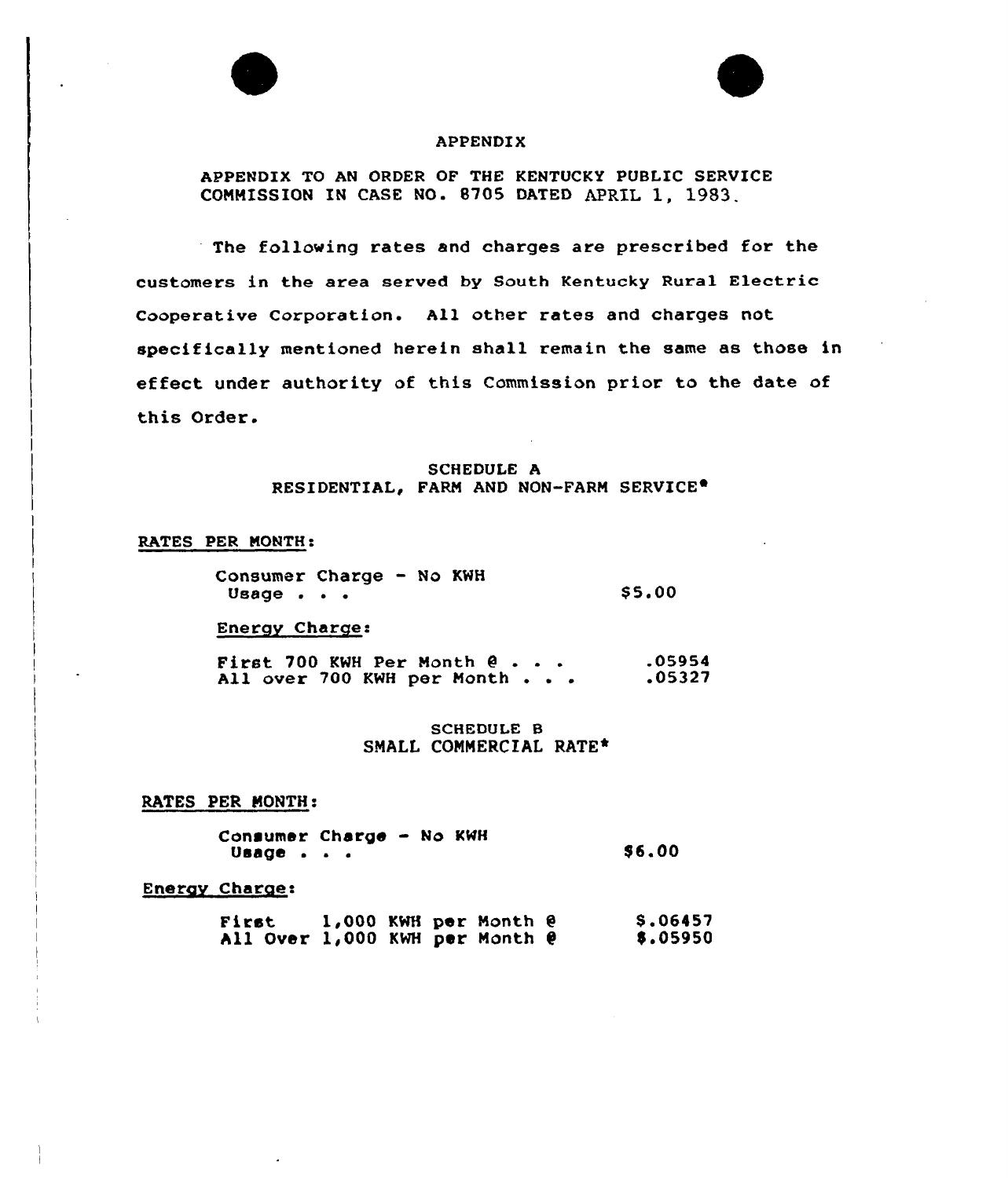# APPENDIX

APPENDIX TO AN ORDER OF THE KENTUCKY PUBLIC SERVICE COMMISSION IN CASE NO. 8705 DATED APRIL 1, 1983.

The following rates and charges are prescribed for the customers in the area served by South Kentucky Rural Electric Cooperative Corporation. All other rates and charges not specifically mentioned herein shall remain the same as those in effect under authority of this Commission prior to the date of this Order.

## SCHEDULE A
## RESIDENTIAL, FARM AND NON-FARM SERVICE*

RATES PER MONTH:

| | |
|---|---|
| Consumer Charge - No KWH Usage . . . | $5.00 |

Energy Charge:

| | |
|---|---|
| First 700 KWH Per Month @ . . . | .05954 |
| All over 700 KWH per Month . . . | .05327 |

## SCHEDULE B
## SMALL COMMERCIAL RATE*

RATES PER MONTH:

| | |
|---|---|
| Consumer Charge - No KWH Usage . . . | $6.00 |

Energy Charge:

| | |
|---|---|
| First 1,000 KWH per Month @ | $.06457 |
| All Over 1,000 KWH per Month @ | $.05950 |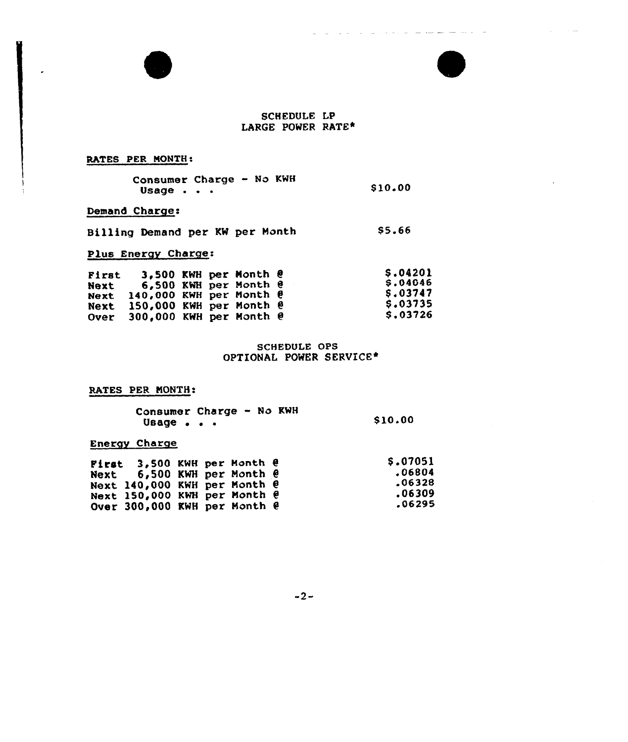## SCHEDULE LP
## LARGE POWER RATE*

RATES PER MONTH:

| | |
|---|---|
| Consumer Charge - No KWH Usage . . . | $10.00 |

Demand Charge:

| | |
|---|---|
| Billing Demand per KW per Month | $5.66 |

Plus Energy Charge:

| | | |
|---|---|---|
| First | 3,500 KWH per Month @ | $.04201 |
| Next | 6,500 KWH per Month @ | $.04046 |
| Next | 140,000 KWH per Month @ | $.03747 |
| Next | 150,000 KWH per Month @ | $.03735 |
| Over | 300,000 KWH per Month @ | $.03726 |

## SCHEDULE OPS
## OPTIONAL POWER SERVICE*

RATES PER MONTH:

| | |
|---|---|
| Consumer Charge - No KWH Usage . . . | $10.00 |

Energy Charge

| | | |
|---|---|---|
| First | 3,500 KWH per Month @ | $.07051 |
| Next | 6,500 KWH per Month @ | .06804 |
| Next | 140,000 KWH per Month @ | .06328 |
| Next | 150,000 KWH per Month @ | .06309 |
| Over | 300,000 KWH per Month @ | .06295 |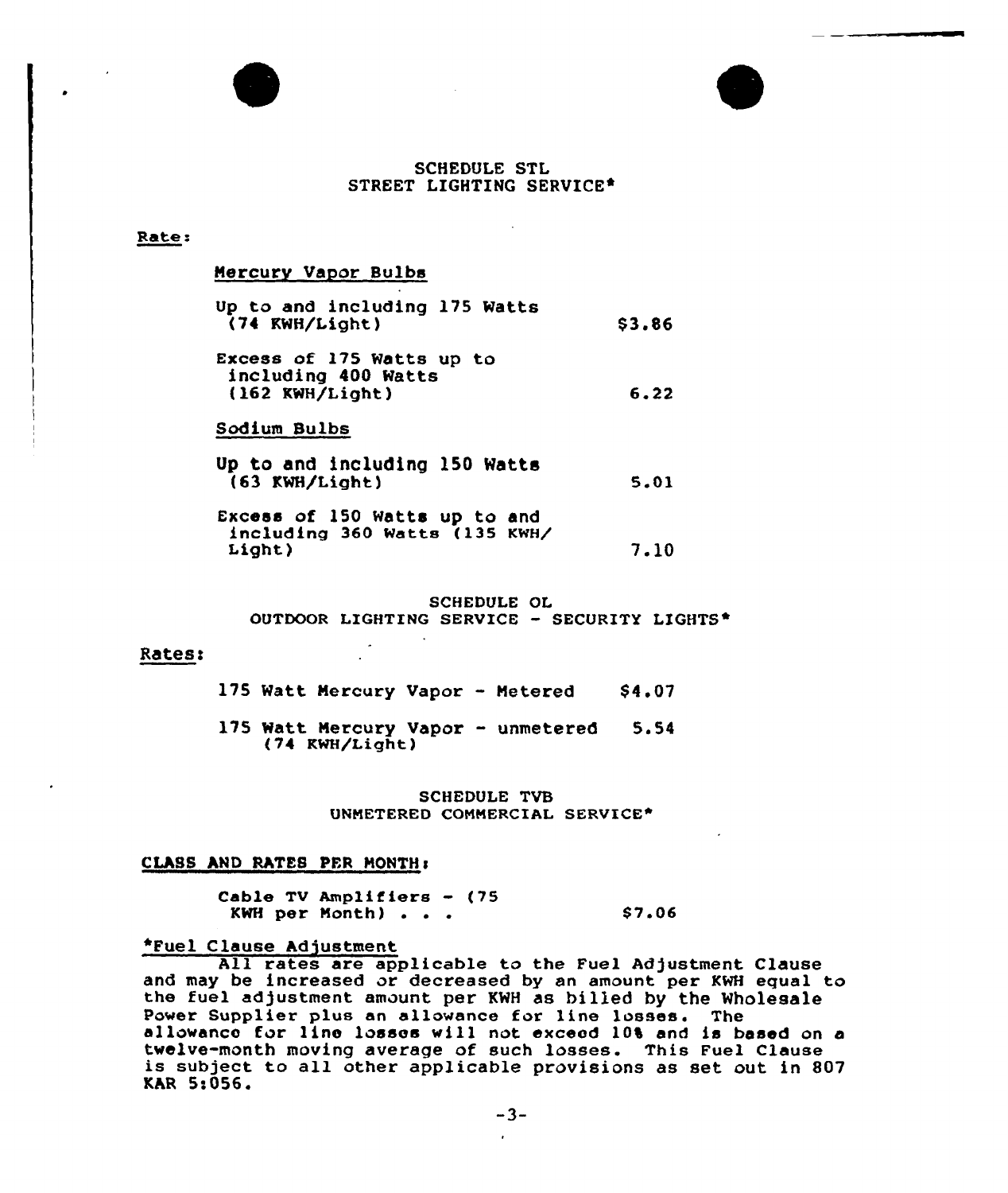## SCHEDULE STL
## STREET LIGHTING SERVICE*

**Rate:**

**Mercury Vapor Bulbs**

| | |
|---|---|
| Up to and including 175 Watts (74 KWH/Light) | $3.86 |
| Excess of 175 Watts up to including 400 Watts (162 KWH/Light) | 6.22 |

**Sodium Bulbs**

| | |
|---|---|
| Up to and including 150 Watts (63 KWH/Light) | 5.01 |
| Excess of 150 Watts up to and including 360 Watts (135 KWH/ Light) | 7.10 |

## SCHEDULE OL
## OUTDOOR LIGHTING SERVICE - SECURITY LIGHTS*

**Rates:**

| | |
|---|---|
| 175 Watt Mercury Vapor - Metered | $4.07 |
| 175 Watt Mercury Vapor - unmetered (74 KWH/Light) | 5.54 |

## SCHEDULE TVB
## UNMETERED COMMERCIAL SERVICE*

**CLASS AND RATES PER MONTH:**

| | |
|---|---|
| Cable TV Amplifiers - (75 KWH per Month) . . . | $7.06 |

*Fuel Clause Adjustment

All rates are applicable to the Fuel Adjustment Clause and may be increased or decreased by an amount per KWH equal to the fuel adjustment amount per KWH as billed by the Wholesale Power Supplier plus an allowance for line losses. The allowance for line losses will not exceed 10% and is based on a twelve-month moving average of such losses. This Fuel Clause is subject to all other applicable provisions as set out in 807 KAR 5:056.